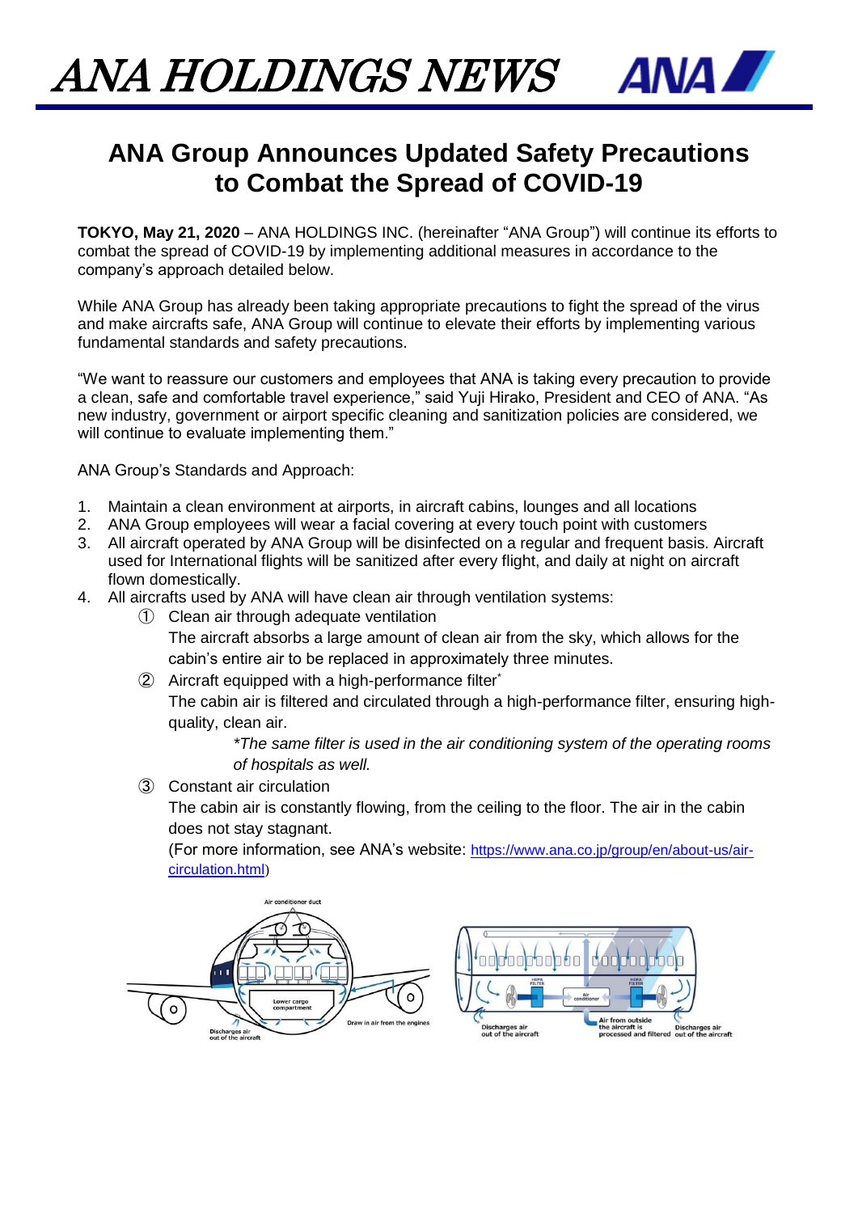# ANA HOLDINGS NEWS

## ANA Group Announces Updated Safety Precautions to Combat the Spread of COVID-19

**TOKYO, May 21, 2020** – ANA HOLDINGS INC. (hereinafter "ANA Group") will continue its efforts to combat the spread of COVID-19 by implementing additional measures in accordance to the company's approach detailed below.

While ANA Group has already been taking appropriate precautions to fight the spread of the virus and make aircrafts safe, ANA Group will continue to elevate their efforts by implementing various fundamental standards and safety precautions.

"We want to reassure our customers and employees that ANA is taking every precaution to provide a clean, safe and comfortable travel experience," said Yuji Hirako, President and CEO of ANA. "As new industry, government or airport specific cleaning and sanitization policies are considered, we will continue to evaluate implementing them."

ANA Group's Standards and Approach:

1. Maintain a clean environment at airports, in aircraft cabins, lounges and all locations
2. ANA Group employees will wear a facial covering at every touch point with customers
3. All aircraft operated by ANA Group will be disinfected on a regular and frequent basis. Aircraft used for International flights will be sanitized after every flight, and daily at night on aircraft flown domestically.
4. All aircrafts used by ANA will have clean air through ventilation systems:
   - ① Clean air through adequate ventilation
     The aircraft absorbs a large amount of clean air from the sky, which allows for the cabin's entire air to be replaced in approximately three minutes.
   - ② Aircraft equipped with a high-performance filter*
     The cabin air is filtered and circulated through a high-performance filter, ensuring high-quality, clean air.
     *\*The same filter is used in the air conditioning system of the operating rooms of hospitals as well.*
   - ③ Constant air circulation
     The cabin air is constantly flowing, from the ceiling to the floor. The air in the cabin does not stay stagnant.
     (For more information, see ANA's website: https://www.ana.co.jp/group/en/about-us/air-circulation.html)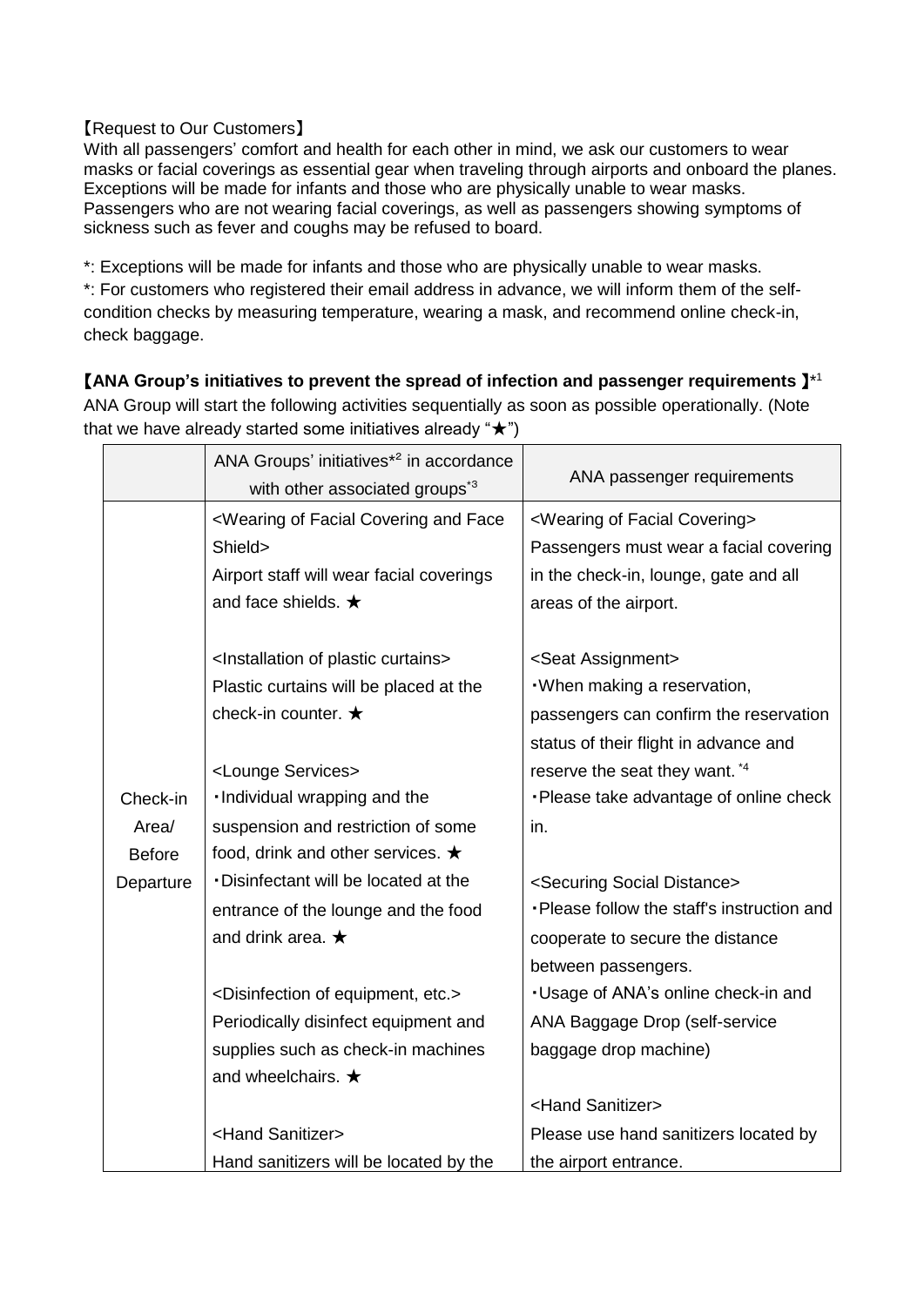【Request to Our Customers】

With all passengers' comfort and health for each other in mind, we ask our customers to wear masks or facial coverings as essential gear when traveling through airports and onboard the planes. Exceptions will be made for infants and those who are physically unable to wear masks. Passengers who are not wearing facial coverings, as well as passengers showing symptoms of sickness such as fever and coughs may be refused to board.

*: Exceptions will be made for infants and those who are physically unable to wear masks.

*: For customers who registered their email address in advance, we will inform them of the self-condition checks by measuring temperature, wearing a mask, and recommend online check-in, check baggage.

**【ANA Group's initiatives to prevent the spread of infection and passenger requirements 】**[*1]

ANA Group will start the following activities sequentially as soon as possible operationally. (Note that we have already started some initiatives already "★")

| | ANA Groups' initiatives[*2] in accordance with other associated groups[*3] | ANA passenger requirements |
|---|---|---|
| Check-in Area/ Before Departure | <Wearing of Facial Covering and Face Shield><br>Airport staff will wear facial coverings and face shields. ★<br><br><Installation of plastic curtains><br>Plastic curtains will be placed at the check-in counter. ★<br><br><Lounge Services><br>・Individual wrapping and the suspension and restriction of some food, drink and other services. ★<br>・Disinfectant will be located at the entrance of the lounge and the food and drink area. ★<br><br><Disinfection of equipment, etc.><br>Periodically disinfect equipment and supplies such as check-in machines and wheelchairs. ★<br><br><Hand Sanitizer><br>Hand sanitizers will be located by the | <Wearing of Facial Covering><br>Passengers must wear a facial covering in the check-in, lounge, gate and all areas of the airport.<br><br><Seat Assignment><br>・When making a reservation, passengers can confirm the reservation status of their flight in advance and reserve the seat they want. [*4]<br>・Please take advantage of online check in.<br><br><Securing Social Distance><br>・Please follow the staff's instruction and cooperate to secure the distance between passengers.<br>・Usage of ANA's online check-in and ANA Baggage Drop (self-service baggage drop machine)<br><br><Hand Sanitizer><br>Please use hand sanitizers located by the airport entrance. |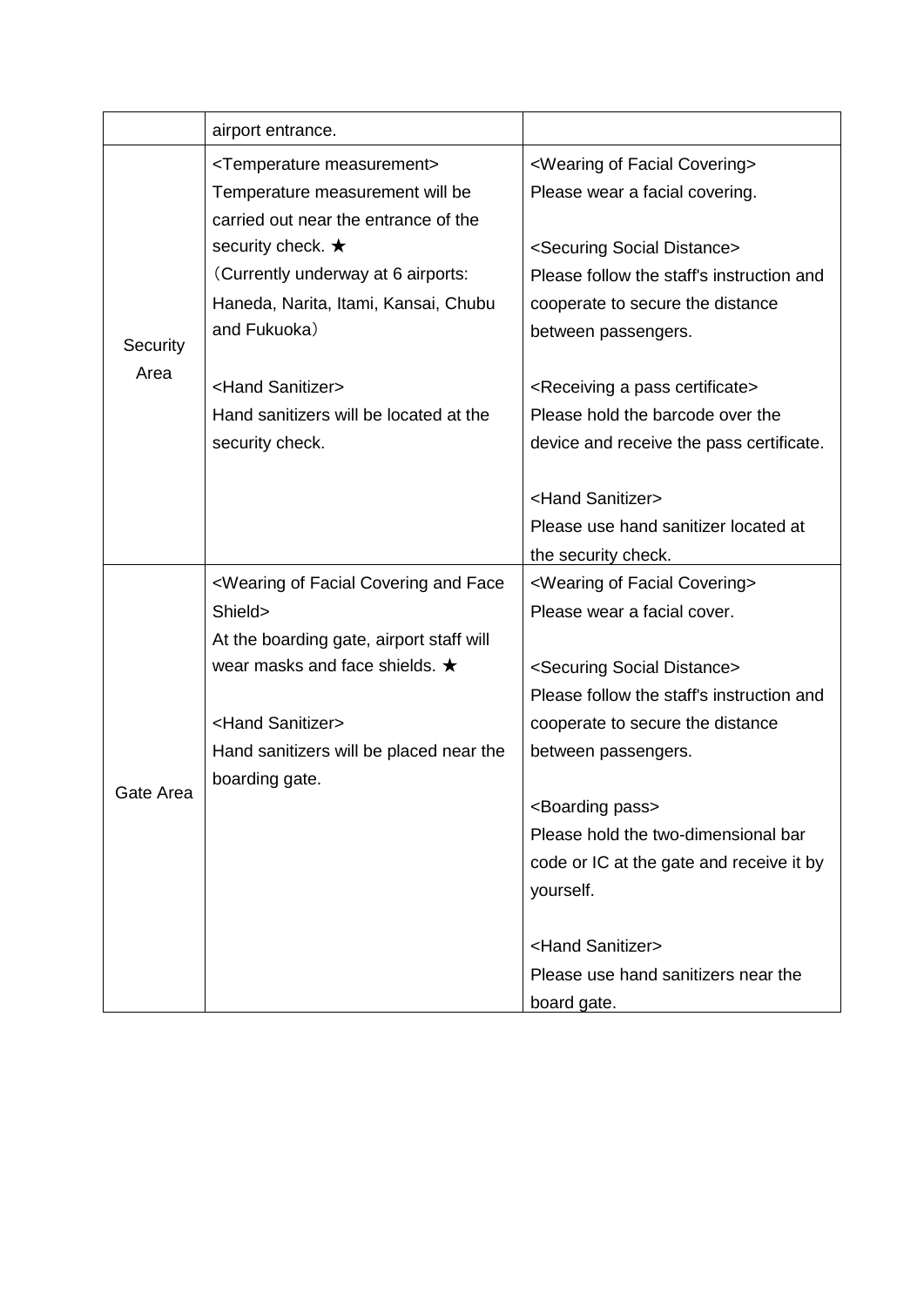| | | |
|---|---|---|
| | airport entrance. | |
| Security Area | <Temperature measurement><br>Temperature measurement will be carried out near the entrance of the security check. ★<br>（Currently underway at 6 airports: Haneda, Narita, Itami, Kansai, Chubu and Fukuoka）<br><br><Hand Sanitizer><br>Hand sanitizers will be located at the security check. | <Wearing of Facial Covering><br>Please wear a facial covering.<br><br><Securing Social Distance><br>Please follow the staff's instruction and cooperate to secure the distance between passengers.<br><br><Receiving a pass certificate><br>Please hold the barcode over the device and receive the pass certificate.<br><br><Hand Sanitizer><br>Please use hand sanitizer located at the security check. |
| Gate Area | <Wearing of Facial Covering and Face Shield><br>At the boarding gate, airport staff will wear masks and face shields. ★<br><br><Hand Sanitizer><br>Hand sanitizers will be placed near the boarding gate. | <Wearing of Facial Covering><br>Please wear a facial cover.<br><br><Securing Social Distance><br>Please follow the staff's instruction and cooperate to secure the distance between passengers.<br><br><Boarding pass><br>Please hold the two-dimensional bar code or IC at the gate and receive it by yourself.<br><br><Hand Sanitizer><br>Please use hand sanitizers near the board gate. |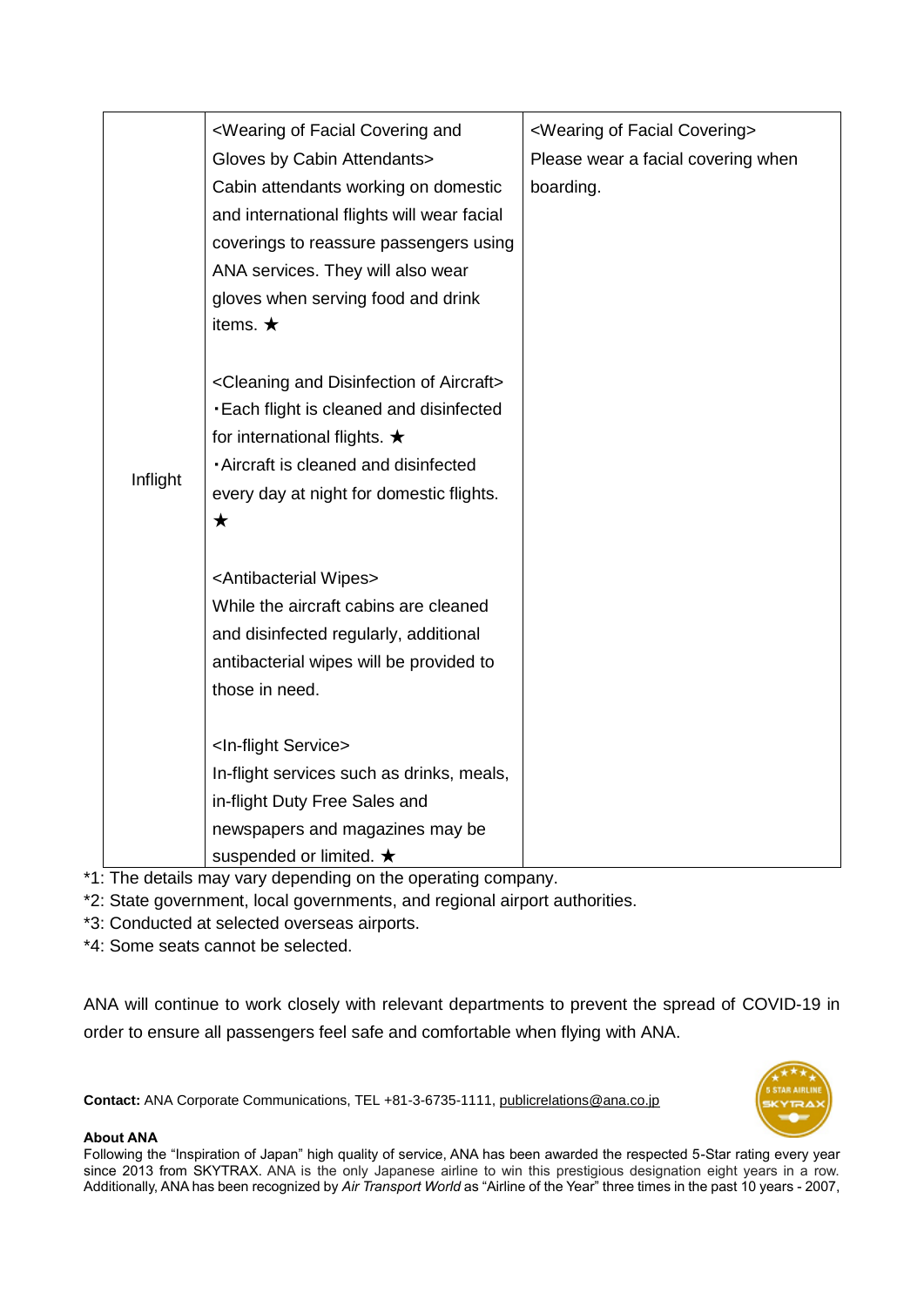| | | |
|---|---|---|
| Inflight | <Wearing of Facial Covering and Gloves by Cabin Attendants><br>Cabin attendants working on domestic and international flights will wear facial coverings to reassure passengers using ANA services. They will also wear gloves when serving food and drink items. ★<br><br><Cleaning and Disinfection of Aircraft><br>・Each flight is cleaned and disinfected for international flights. ★<br>・Aircraft is cleaned and disinfected every day at night for domestic flights. ★<br><br><Antibacterial Wipes><br>While the aircraft cabins are cleaned and disinfected regularly, additional antibacterial wipes will be provided to those in need.<br><br><In-flight Service><br>In-flight services such as drinks, meals, in-flight Duty Free Sales and newspapers and magazines may be suspended or limited. ★ | <Wearing of Facial Covering><br>Please wear a facial covering when boarding. |

*1: The details may vary depending on the operating company.
*2: State government, local governments, and regional airport authorities.
*3: Conducted at selected overseas airports.
*4: Some seats cannot be selected.

ANA will continue to work closely with relevant departments to prevent the spread of COVID-19 in order to ensure all passengers feel safe and comfortable when flying with ANA.

**Contact:** ANA Corporate Communications, TEL +81-3-6735-1111, publicrelations@ana.co.jp

**About ANA**

Following the "Inspiration of Japan" high quality of service, ANA has been awarded the respected 5-Star rating every year since 2013 from SKYTRAX. ANA is the only Japanese airline to win this prestigious designation eight years in a row. Additionally, ANA has been recognized by *Air Transport World* as "Airline of the Year" three times in the past 10 years - 2007,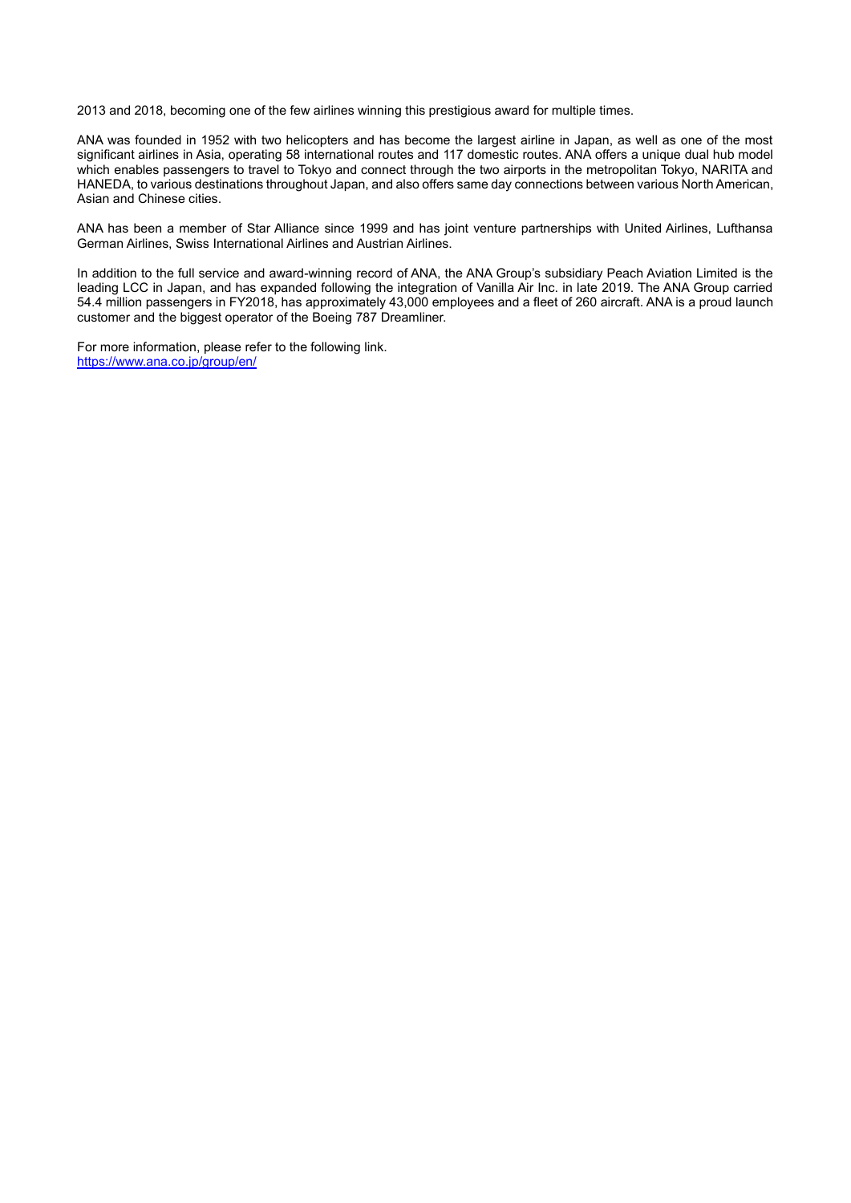2013 and 2018, becoming one of the few airlines winning this prestigious award for multiple times.

ANA was founded in 1952 with two helicopters and has become the largest airline in Japan, as well as one of the most significant airlines in Asia, operating 58 international routes and 117 domestic routes. ANA offers a unique dual hub model which enables passengers to travel to Tokyo and connect through the two airports in the metropolitan Tokyo, NARITA and HANEDA, to various destinations throughout Japan, and also offers same day connections between various North American, Asian and Chinese cities.

ANA has been a member of Star Alliance since 1999 and has joint venture partnerships with United Airlines, Lufthansa German Airlines, Swiss International Airlines and Austrian Airlines.

In addition to the full service and award-winning record of ANA, the ANA Group's subsidiary Peach Aviation Limited is the leading LCC in Japan, and has expanded following the integration of Vanilla Air Inc. in late 2019. The ANA Group carried 54.4 million passengers in FY2018, has approximately 43,000 employees and a fleet of 260 aircraft. ANA is a proud launch customer and the biggest operator of the Boeing 787 Dreamliner.

For more information, please refer to the following link.
https://www.ana.co.jp/group/en/